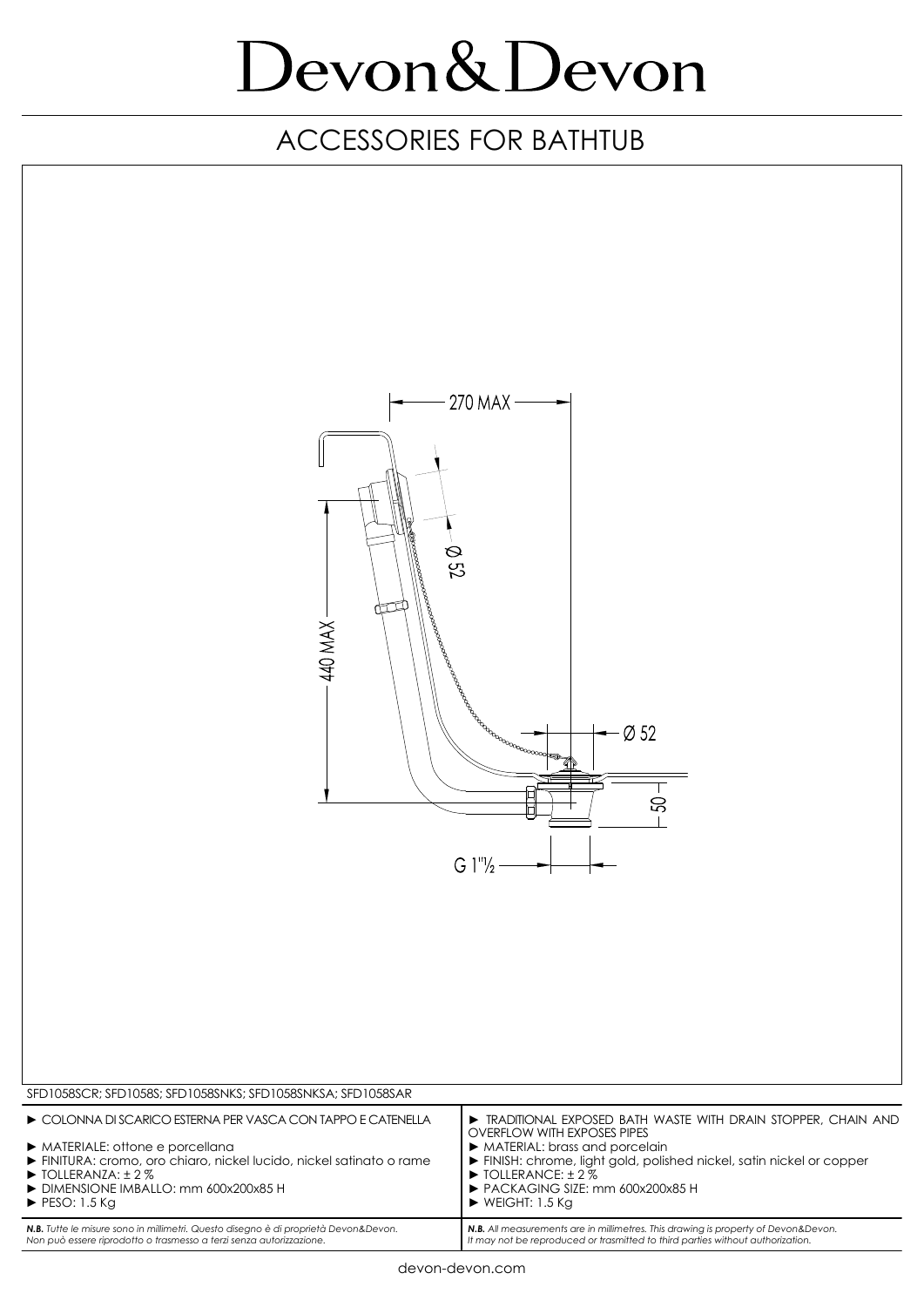# Devon&Devon

## ACCESSORIES FOR BATHTUB

270 MAX

Ø 52

440 MAX

Ø 52

50

G 1"½

SFD1058SCR; SFD1058S; SFD1058SNKS; SFD1058SNKSA; SFD1058SAR

► COLONNA DI SCARICO ESTERNA PER VASCA CON TAPPO E CATENELLA

► MATERIALE: ottone e porcellana
► FINITURA: cromo, oro chiaro, nickel lucido, nickel satinato o rame
► TOLLERANZA: ± 2 %
► DIMENSIONE IMBALLO: mm 600x200x85 H
► PESO: 1.5 Kg

► TRADITIONAL EXPOSED BATH WASTE WITH DRAIN STOPPER, CHAIN AND OVERFLOW WITH EXPOSES PIPES
► MATERIAL: brass and porcelain
► FINISH: chrome, light gold, polished nickel, satin nickel or copper
► TOLLERANCE: ± 2 %
► PACKAGING SIZE: mm 600x200x85 H
► WEIGHT: 1.5 Kg

***N.B.*** *Tutte le misure sono in millimetri. Questo disegno è di proprietà Devon&Devon. Non può essere riprodotto o trasmesso a terzi senza autorizzazione.*

***N.B.*** *All measurements are in millimetres. This drawing is property of Devon&Devon. It may not be reproduced or trasmitted to third parties without authorization.*

devon-devon.com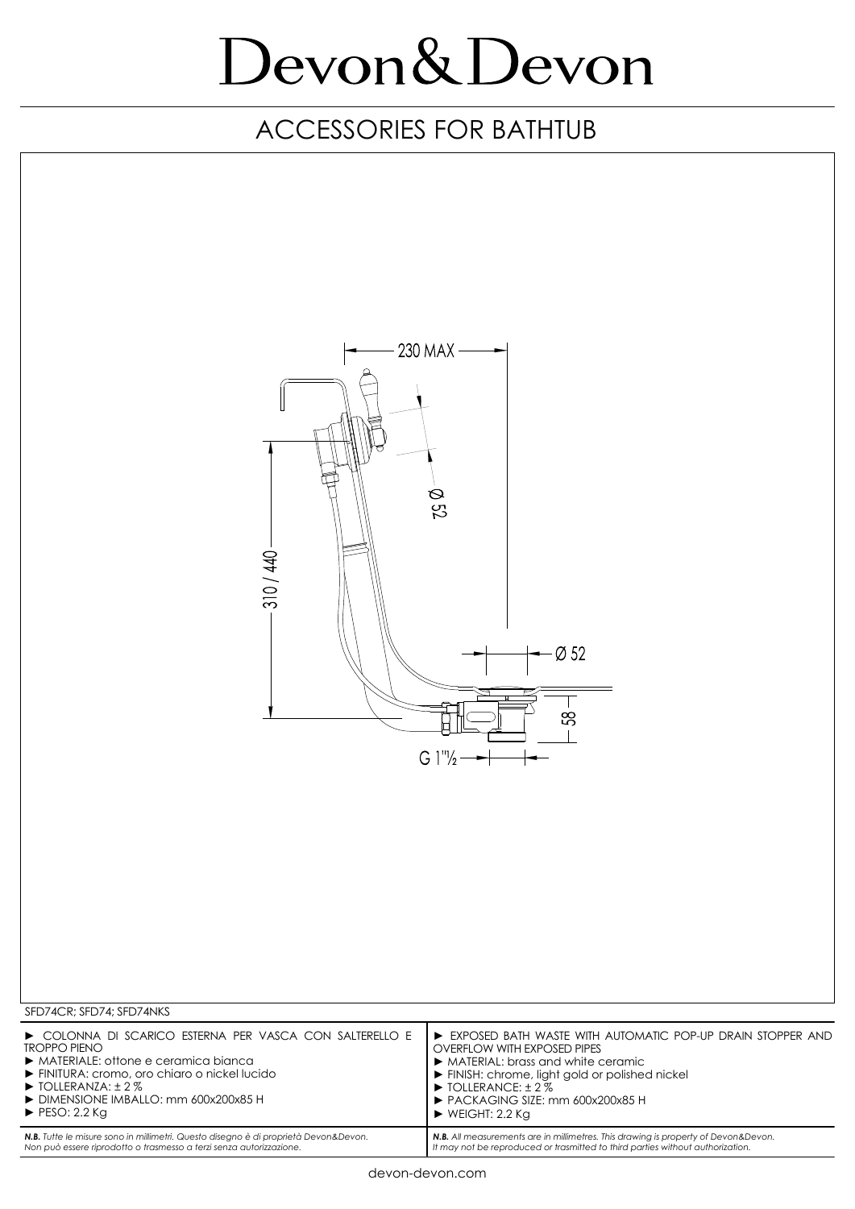# Devon&Devon

## ACCESSORIES FOR BATHTUB

230 MAX

Ø 52

310 / 440

Ø 52

58

G 1"½

SFD74CR; SFD74; SFD74NKS

► COLONNA DI SCARICO ESTERNA PER VASCA CON SALTERELLO E TROPPO PIENO
► MATERIALE: ottone e ceramica bianca
► FINITURA: cromo, oro chiaro o nickel lucido
► TOLLERANZA: ± 2 %
► DIMENSIONE IMBALLO: mm 600x200x85 H
► PESO: 2.2 Kg

► EXPOSED BATH WASTE WITH AUTOMATIC POP-UP DRAIN STOPPER AND OVERFLOW WITH EXPOSED PIPES
► MATERIAL: brass and white ceramic
► FINISH: chrome, light gold or polished nickel
► TOLLERANCE: ± 2 %
► PACKAGING SIZE: mm 600x200x85 H
► WEIGHT: 2.2 Kg

***N.B.*** *Tutte le misure sono in millimetri. Questo disegno è di proprietà Devon&Devon. Non può essere riprodotto o trasmesso a terzi senza autorizzazione.*

***N.B.*** *All measurements are in millimetres. This drawing is property of Devon&Devon. It may not be reproduced or trasmitted to third parties without authorization.*

devon-devon.com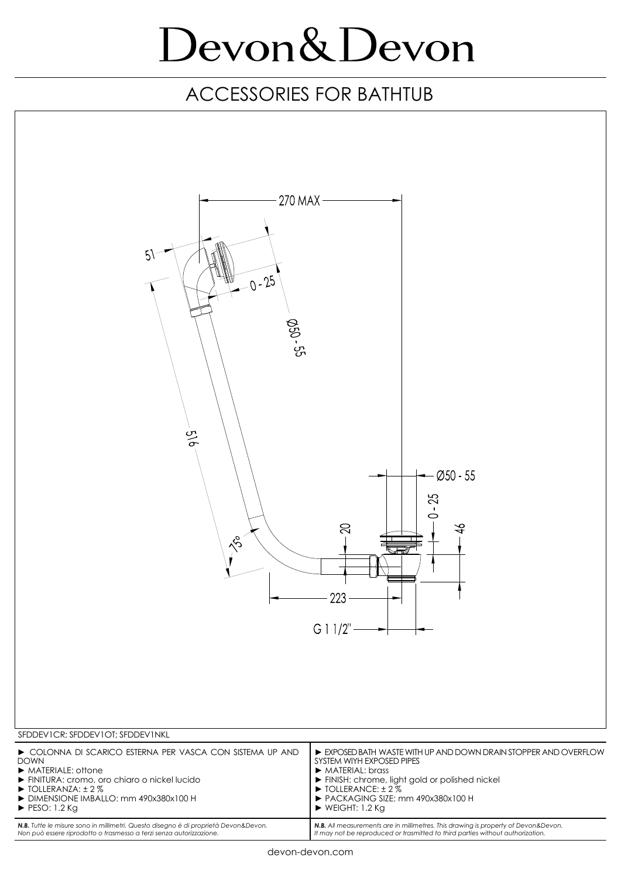# Devon&Devon

## ACCESSORIES FOR BATHTUB

270 MAX

51

0 - 25

Ø50 - 55

516

Ø50 - 55

0 - 25

20

46

75°

223

G 1 1/2"

SFDDEV1CR; SFDDEV1OT; SFDDEV1NKL

| | |
|---|---|
| ► COLONNA DI SCARICO ESTERNA PER VASCA CON SISTEMA UP AND DOWN<br>► MATERIALE: ottone<br>► FINITURA: cromo, oro chiaro o nickel lucido<br>► TOLLERANZA: ± 2 %<br>► DIMENSIONE IMBALLO: mm 490x380x100 H<br>► PESO: 1.2 Kg | ► EXPOSED BATH WASTE WITH UP AND DOWN DRAIN STOPPER AND OVERFLOW SYSTEM WIYH EXPOSED PIPES<br>► MATERIAL: brass<br>► FINISH: chrome, light gold or polished nickel<br>► TOLLERANCE: ± 2 %<br>► PACKAGING SIZE: mm 490x380x100 H<br>► WEIGHT: 1.2 Kg |
| ***N.B.*** *Tutte le misure sono in millimetri. Questo disegno è di proprietà Devon&Devon. Non può essere riprodotto o trasmesso a terzi senza autorizzazione.* | ***N.B.*** *All measurements are in millimetres. This drawing is property of Devon&Devon. It may not be reproduced or trasmitted to third parties without authorization.* |

devon-devon.com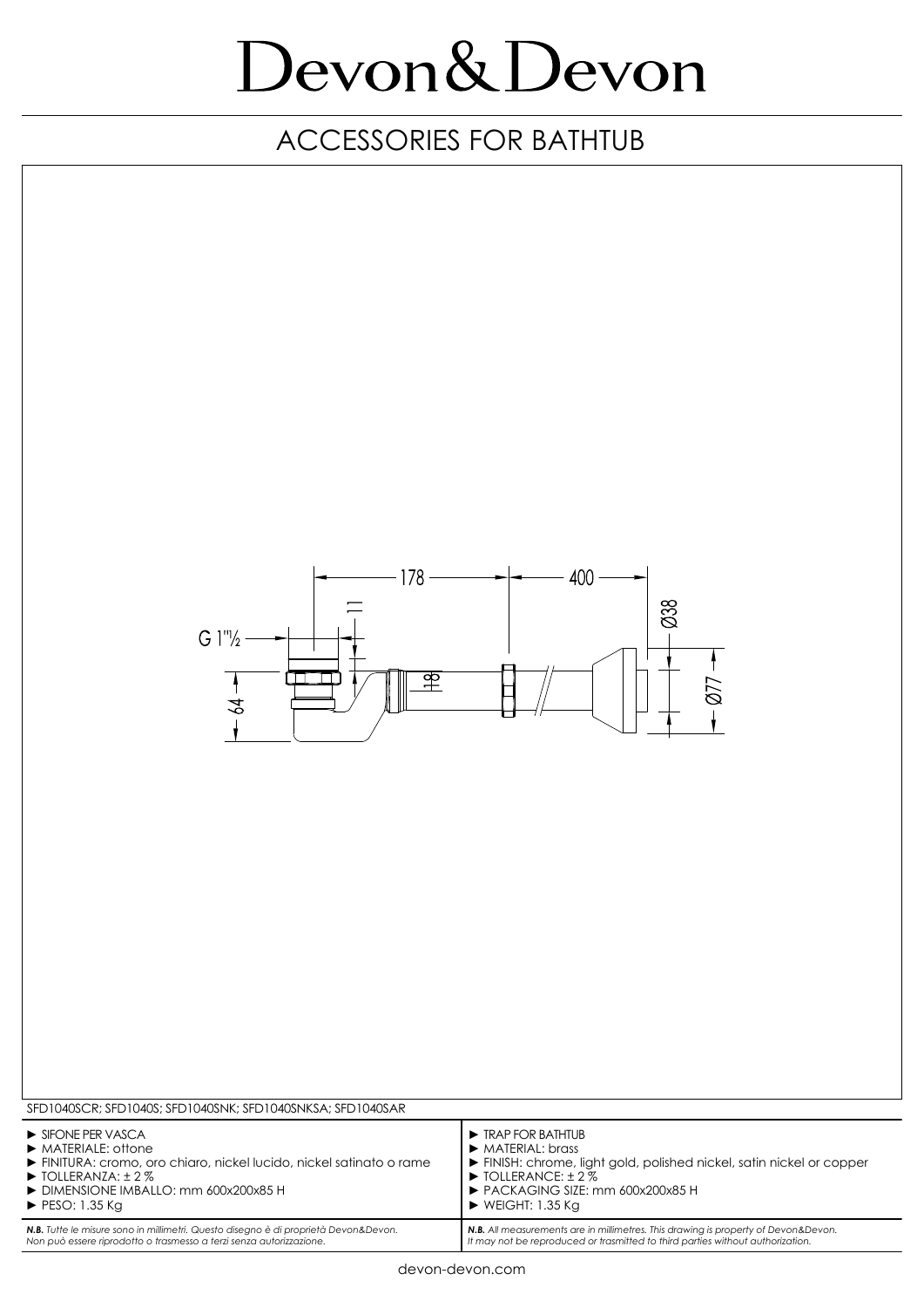# Devon&Devon

## ACCESSORIES FOR BATHTUB

SFD1040SCR; SFD1040S; SFD1040SNK; SFD1040SNKSA; SFD1040SAR

- ► SIFONE PER VASCA
- ► MATERIALE: ottone
- ► FINITURA: cromo, oro chiaro, nickel lucido, nickel satinato o rame
- ► TOLLERANZA: ± 2 %
- ► DIMENSIONE IMBALLO: mm 600x200x85 H
- ► PESO: 1.35 Kg

***N.B.** Tutte le misure sono in millimetri. Questo disegno è di proprietà Devon&Devon. Non può essere riprodotto o trasmesso a terzi senza autorizzazione.*

- ► TRAP FOR BATHTUB
- ► MATERIAL: brass
- ► FINISH: chrome, light gold, polished nickel, satin nickel or copper
- ► TOLLERANCE: ± 2 %
- ► PACKAGING SIZE: mm 600x200x85 H
- ► WEIGHT: 1.35 Kg

***N.B.** All measurements are in millimetres. This drawing is property of Devon&Devon. It may not be reproduced or trasmitted to third parties without authorization.*

devon-devon.com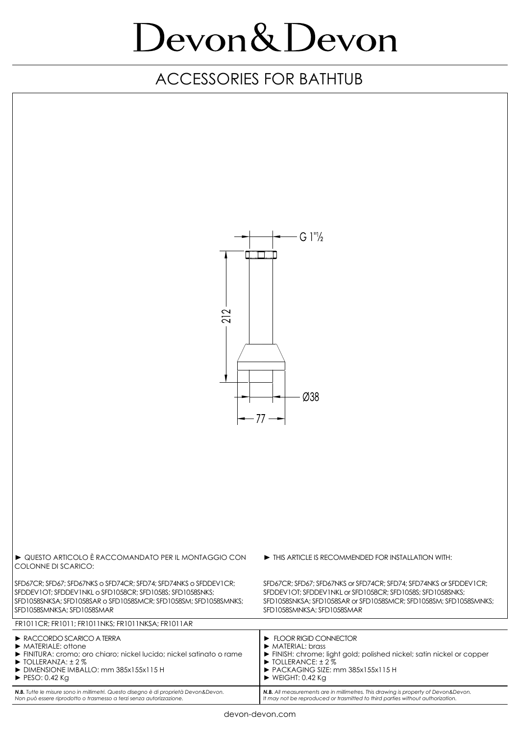# Devon&Devon

## ACCESSORIES FOR BATHTUB

G 1"½

212

Ø38

77

► QUESTO ARTICOLO È RACCOMANDATO PER IL MONTAGGIO CON COLONNE DI SCARICO:

SFD67CR; SFD67; SFD67NKS o SFD74CR; SFD74; SFD74NKS o SFDDEV1CR; SFDDEV1OT; SFDDEV1NKL o SFD1058CR; SFD1058S; SFD1058SNKS; SFD1058SNKSA; SFD1058SAR o SFD1058SMCR; SFD1058SM; SFD1058SMNKS; SFD1058SMNKSA; SFD1058SMAR

► THIS ARTICLE IS RECOMMENDED FOR INSTALLATION WITH:

SFD67CR; SFD67; SFD67NKS or SFD74CR; SFD74; SFD74NKS or SFDDEV1CR; SFDDEV1OT; SFDDEV1NKL or SFD1058CR; SFD1058S; SFD1058SNKS; SFD1058SNKSA; SFD1058SAR or SFD1058SMCR; SFD1058SM; SFD1058SMNKS; SFD1058SMNKSA; SFD1058SMAR

FR1011CR; FR1011; FR1011NKS; FR1011NKSA; FR1011AR

► RACCORDO SCARICO A TERRA
► MATERIALE: ottone
► FINITURA: cromo; oro chiaro; nickel lucido; nickel satinato o rame
► TOLLERANZA: ± 2 %
► DIMENSIONE IMBALLO: mm 385x155x115 H
► PESO: 0.42 Kg

► FLOOR RIGID CONNECTOR
► MATERIAL: brass
► FINISH: chrome; light gold; polished nickel; satin nickel or copper
► TOLLERANCE: ± 2 %
► PACKAGING SIZE: mm 385x155x115 H
► WEIGHT: 0.42 Kg

***N.B.** Tutte le misure sono in millimetri. Questo disegno è di proprietà Devon&Devon. Non può essere riprodotto o trasmesso a terzi senza autorizzazione.*

***N.B.** All measurements are in millimetres. This drawing is property of Devon&Devon. It may not be reproduced or trasmitted to third parties without authorization.*

devon-devon.com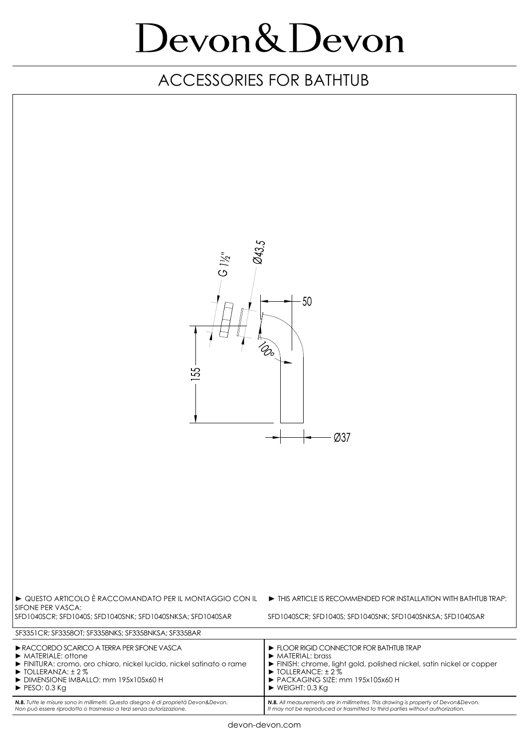# Devon&Devon

## ACCESSORIES FOR BATHTUB

G 1½"

Ø43.5

50

100°

155

Ø37

► QUESTO ARTICOLO È RACCOMANDATO PER IL MONTAGGIO CON IL SIFONE PER VASCA:
SFD1040SCR; SFD1040S; SFD1040SNK; SFD1040SNKSA; SFD1040SAR

► THIS ARTICLE IS RECOMMENDED FOR INSTALLATION WITH BATHTUB TRAP:

SFD1040SCR; SFD1040S; SFD1040SNK; SFD1040SNKSA; SFD1040SAR

SF3351CR; SF3358OT; SF3358NKS; SF3358NKSA; SF3358AR

| | |
|---|---|
| ► RACCORDO SCARICO A TERRA PER SIFONE VASCA<br>► MATERIALE: ottone<br>► FINITURA: cromo, oro chiaro, nickel lucido, nickel satinato o rame<br>► TOLLERANZA: ± 2 %<br>► DIMENSIONE IMBALLO: mm 195x105x60 H<br>► PESO: 0.3 Kg | ► FLOOR RIGID CONNECTOR FOR BATHTUB TRAP<br>► MATERIAL: brass<br>► FINISH: chrome, light gold, polished nickel, satin nickel or copper<br>► TOLLERANCE: ± 2 %<br>► PACKAGING SIZE: mm 195x105x60 H<br>► WEIGHT: 0.3 Kg |
| ***N.B.*** *Tutte le misure sono in millimetri. Questo disegno è di proprietà Devon&Devon. Non può essere riprodotto o trasmesso a terzi senza autorizzazione.* | ***N.B.*** *All measurements are in millimetres. This drawing is property of Devon&Devon. It may not be reproduced or trasmitted to third parties without authorization.* |

devon-devon.com